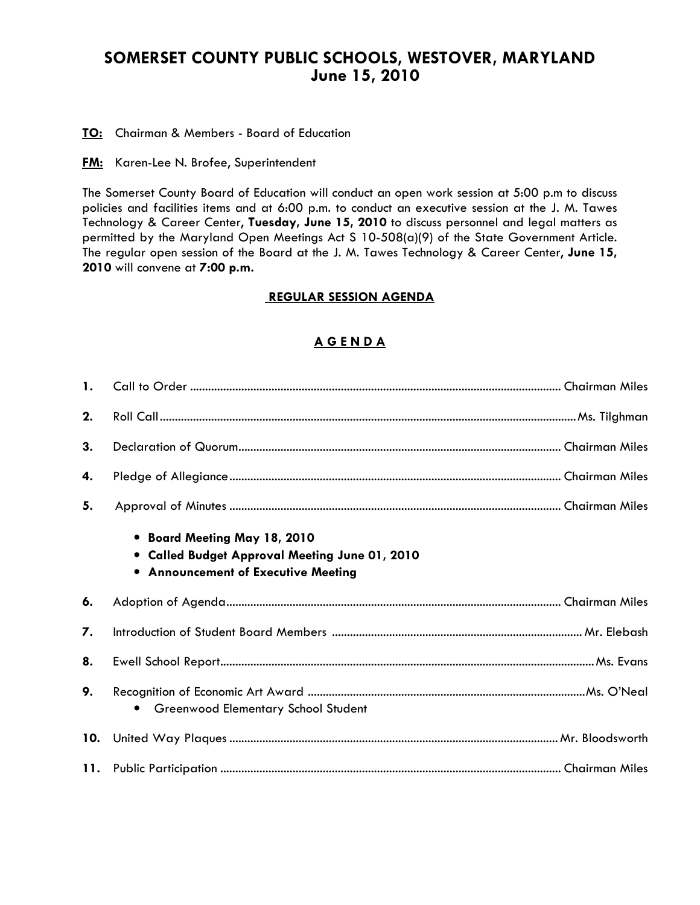# SOMERSET COUNTY PUBLIC SCHOOLS, WESTOVER, MARYLAND
## June 15, 2010

**TO:** Chairman & Members - Board of Education

**FM:** Karen-Lee N. Brofee, Superintendent

The Somerset County Board of Education will conduct an open work session at 5:00 p.m to discuss policies and facilities items and at 6:00 p.m. to conduct an executive session at the J. M. Tawes Technology & Career Center, **Tuesday, June 15, 2010** to discuss personnel and legal matters as permitted by the Maryland Open Meetings Act S 10-508(a)(9) of the State Government Article. The regular open session of the Board at the J. M. Tawes Technology & Career Center, **June 15, 2010** will convene at **7:00 p.m.**

**REGULAR SESSION AGENDA**

**A G E N D A**

1. Call to Order ........................................ Chairman Miles
2. Roll Call ........................................ Ms. Tilghman
3. Declaration of Quorum ........................................ Chairman Miles
4. Pledge of Allegiance ........................................ Chairman Miles
5. Approval of Minutes ........................................ Chairman Miles
   - **Board Meeting May 18, 2010**
   - **Called Budget Approval Meeting June 01, 2010**
   - **Announcement of Executive Meeting**
6. Adoption of Agenda ........................................ Chairman Miles
7. Introduction of Student Board Members ........................................ Mr. Elebash
8. Ewell School Report ........................................ Ms. Evans
9. Recognition of Economic Art Award ........................................ Ms. O'Neal
   - Greenwood Elementary School Student
10. United Way Plaques ........................................ Mr. Bloodsworth
11. Public Participation ........................................ Chairman Miles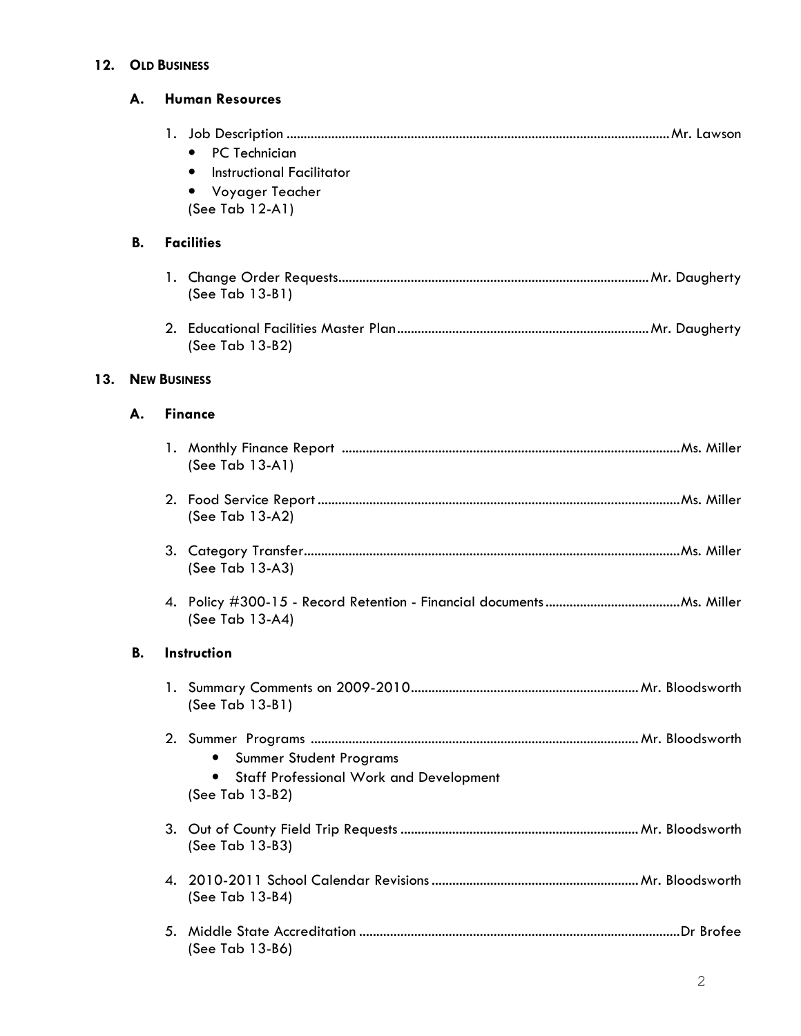## 12. OLD BUSINESS

### A. Human Resources

1. Job Description ............................................................................................................ Mr. Lawson
    - PC Technician
    - Instructional Facilitator
    - Voyager Teacher

    (See Tab 12-A1)

### B. Facilities

1. Change Order Requests......................................................................................... Mr. Daugherty
    (See Tab 13-B1)

2. Educational Facilities Master Plan......................................................................... Mr. Daugherty
    (See Tab 13-B2)

## 13. NEW BUSINESS

### A. Finance

1. Monthly Finance Report ................................................................................................ Ms. Miller
    (See Tab 13-A1)

2. Food Service Report ....................................................................................................... Ms. Miller
    (See Tab 13-A2)

3. Category Transfer........................................................................................................... Ms. Miller
    (See Tab 13-A3)

4. Policy #300-15 - Record Retention - Financial documents ....................................... Ms. Miller
    (See Tab 13-A4)

### B. Instruction

1. Summary Comments on 2009-2010 ................................................................ Mr. Bloodsworth
    (See Tab 13-B1)

2. Summer Programs ............................................................................................ Mr. Bloodsworth
    - Summer Student Programs
    - Staff Professional Work and Development

    (See Tab 13-B2)

3. Out of County Field Trip Requests ................................................................... Mr. Bloodsworth
    (See Tab 13-B3)

4. 2010-2011 School Calendar Revisions ............................................................ Mr. Bloodsworth
    (See Tab 13-B4)

5. Middle State Accreditation ............................................................................................ Dr Brofee
    (See Tab 13-B6)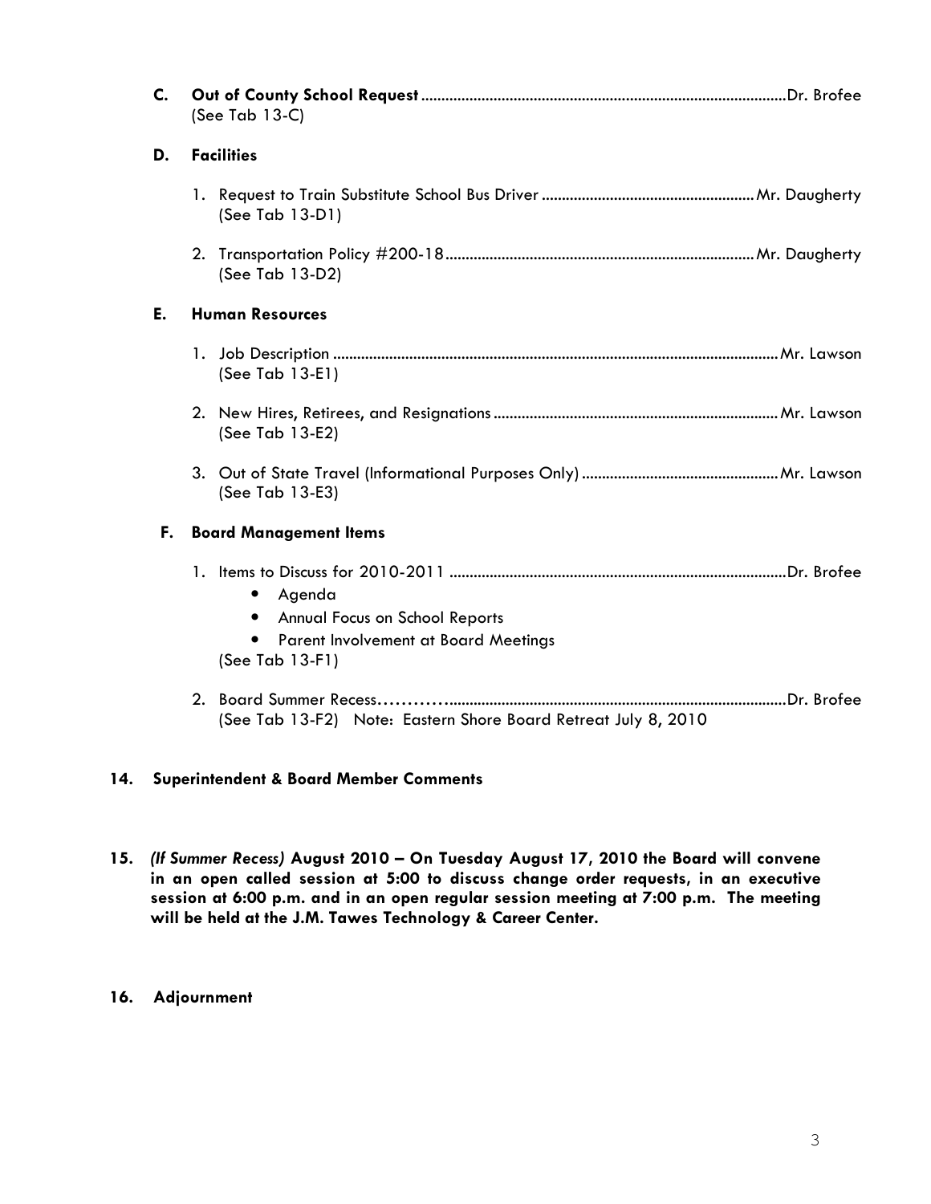**C. Out of County School Request** .......................................................................................... Dr. Brofee
(See Tab 13-C)

**D. Facilities**

1. Request to Train Substitute School Bus Driver .................................................... Mr. Daugherty
   (See Tab 13-D1)

2. Transportation Policy #200-18 ............................................................................ Mr. Daugherty
   (See Tab 13-D2)

**E. Human Resources**

1. Job Description .............................................................................................................. Mr. Lawson
   (See Tab 13-E1)

2. New Hires, Retirees, and Resignations ...................................................................... Mr. Lawson
   (See Tab 13-E2)

3. Out of State Travel (Informational Purposes Only) ................................................ Mr. Lawson
   (See Tab 13-E3)

**F. Board Management Items**

1. Items to Discuss for 2010-2011 ................................................................................... Dr. Brofee
   - Agenda
   - Annual Focus on School Reports
   - Parent Involvement at Board Meetings

   (See Tab 13-F1)

2. Board Summer Recess………….................................................................................. Dr. Brofee
   (See Tab 13-F2) Note: Eastern Shore Board Retreat July 8, 2010

**14. Superintendent & Board Member Comments**

**15. *(If Summer Recess)* August 2010 – On Tuesday August 17, 2010 the Board will convene in an open called session at 5:00 to discuss change order requests, in an executive session at 6:00 p.m. and in an open regular session meeting at 7:00 p.m. The meeting will be held at the J.M. Tawes Technology & Career Center.**

**16. Adjournment**